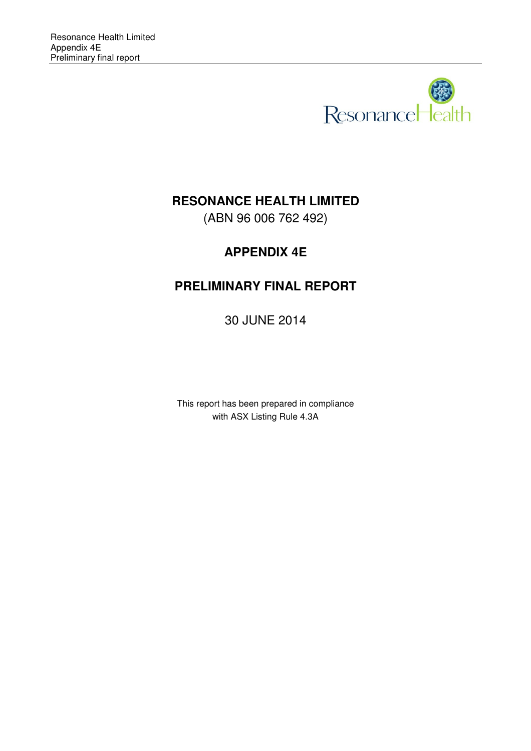# RESONANCE HEALTH LIMITED

(ABN 96 006 762 492)

## APPENDIX 4E

## PRELIMINARY FINAL REPORT

30 JUNE 2014

This report has been prepared in compliance with ASX Listing Rule 4.3A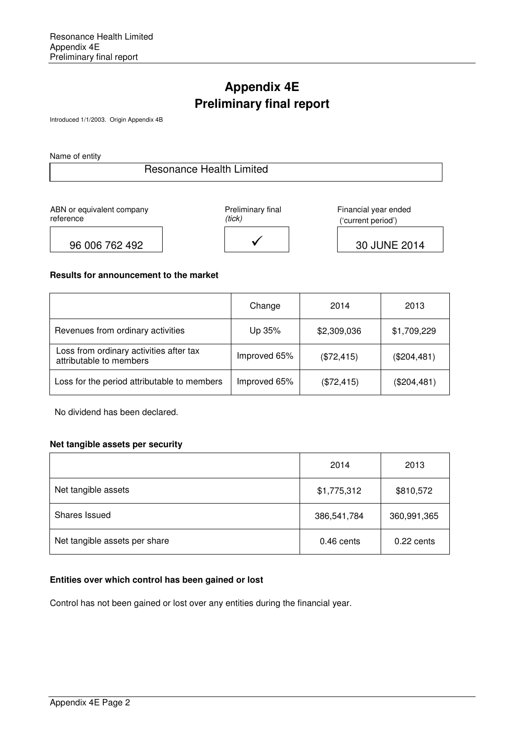# Appendix 4E
# Preliminary final report

Introduced 1/1/2003. Origin Appendix 4B

Name of entity

| Resonance Health Limited |
|---|

| ABN or equivalent company reference | Preliminary final *(tick)* | Financial year ended ('current period') |
|---|---|---|
| 96 006 762 492 | ✓ | 30 JUNE 2014 |

**Results for announcement to the market**

| | Change | 2014 | 2013 |
|---|---|---|---|
| Revenues from ordinary activities | Up 35% | $2,309,036 | $1,709,229 |
| Loss from ordinary activities after tax attributable to members | Improved 65% | ($72,415) | ($204,481) |
| Loss for the period attributable to members | Improved 65% | ($72,415) | ($204,481) |

No dividend has been declared.

**Net tangible assets per security**

| | 2014 | 2013 |
|---|---|---|
| Net tangible assets | $1,775,312 | $810,572 |
| Shares Issued | 386,541,784 | 360,991,365 |
| Net tangible assets per share | 0.46 cents | 0.22 cents |

**Entities over which control has been gained or lost**

Control has not been gained or lost over any entities during the financial year.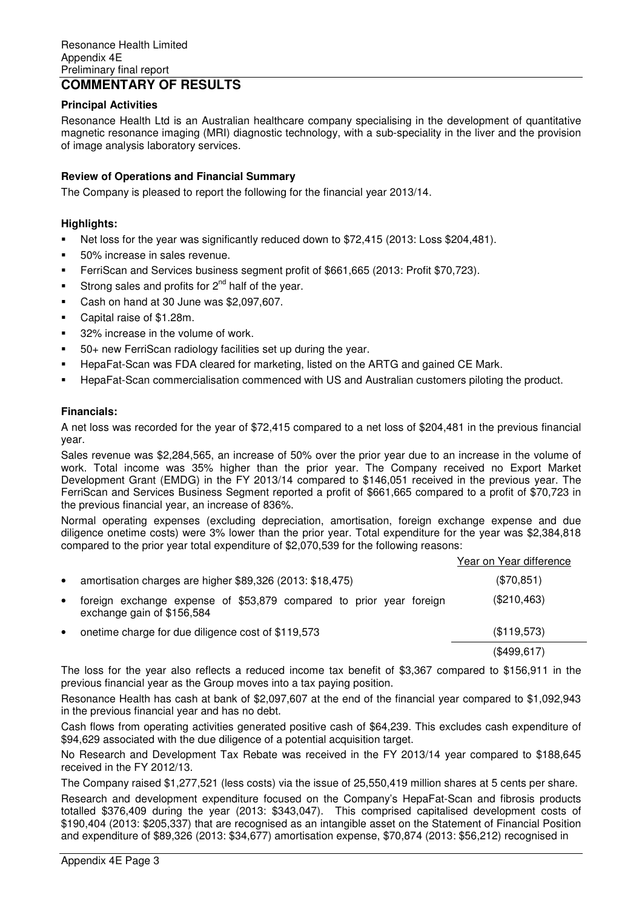Resonance Health Limited
Appendix 4E
Preliminary final report

## COMMENTARY OF RESULTS

### Principal Activities

Resonance Health Ltd is an Australian healthcare company specialising in the development of quantitative magnetic resonance imaging (MRI) diagnostic technology, with a sub-speciality in the liver and the provision of image analysis laboratory services.

### Review of Operations and Financial Summary

The Company is pleased to report the following for the financial year 2013/14.

### Highlights:

- Net loss for the year was significantly reduced down to $72,415 (2013: Loss $204,481).
- 50% increase in sales revenue.
- FerriScan and Services business segment profit of $661,665 (2013: Profit $70,723).
- Strong sales and profits for 2nd half of the year.
- Cash on hand at 30 June was $2,097,607.
- Capital raise of $1.28m.
- 32% increase in the volume of work.
- 50+ new FerriScan radiology facilities set up during the year.
- HepaFat-Scan was FDA cleared for marketing, listed on the ARTG and gained CE Mark.
- HepaFat-Scan commercialisation commenced with US and Australian customers piloting the product.

### Financials:

A net loss was recorded for the year of $72,415 compared to a net loss of $204,481 in the previous financial year.

Sales revenue was $2,284,565, an increase of 50% over the prior year due to an increase in the volume of work. Total income was 35% higher than the prior year. The Company received no Export Market Development Grant (EMDG) in the FY 2013/14 compared to $146,051 received in the previous year. The FerriScan and Services Business Segment reported a profit of $661,665 compared to a profit of $70,723 in the previous financial year, an increase of 836%.

Normal operating expenses (excluding depreciation, amortisation, foreign exchange expense and due diligence onetime costs) were 3% lower than the prior year. Total expenditure for the year was $2,384,818 compared to the prior year total expenditure of $2,070,539 for the following reasons:

| | Year on Year difference |
|---|---|
| • amortisation charges are higher $89,326 (2013: $18,475) | ($70,851) |
| • foreign exchange expense of $53,879 compared to prior year foreign exchange gain of $156,584 | ($210,463) |
| • onetime charge for due diligence cost of $119,573 | ($119,573) |
| | ($499,617) |

The loss for the year also reflects a reduced income tax benefit of $3,367 compared to $156,911 in the previous financial year as the Group moves into a tax paying position.

Resonance Health has cash at bank of $2,097,607 at the end of the financial year compared to $1,092,943 in the previous financial year and has no debt.

Cash flows from operating activities generated positive cash of $64,239. This excludes cash expenditure of $94,629 associated with the due diligence of a potential acquisition target.

No Research and Development Tax Rebate was received in the FY 2013/14 year compared to $188,645 received in the FY 2012/13.

The Company raised $1,277,521 (less costs) via the issue of 25,550,419 million shares at 5 cents per share.

Research and development expenditure focused on the Company's HepaFat-Scan and fibrosis products totalled $376,409 during the year (2013: $343,047). This comprised capitalised development costs of $190,404 (2013: $205,337) that are recognised as an intangible asset on the Statement of Financial Position and expenditure of $89,326 (2013: $34,677) amortisation expense, $70,874 (2013: $56,212) recognised in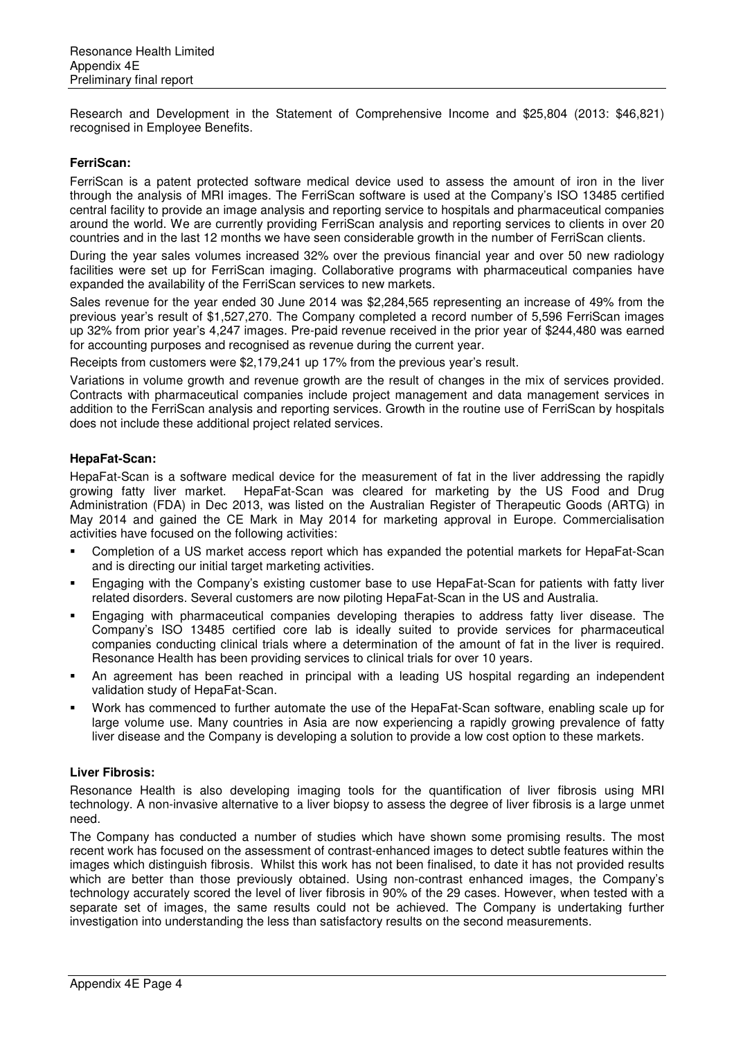Research and Development in the Statement of Comprehensive Income and $25,804 (2013: $46,821) recognised in Employee Benefits.

**FerriScan:**

FerriScan is a patent protected software medical device used to assess the amount of iron in the liver through the analysis of MRI images. The FerriScan software is used at the Company's ISO 13485 certified central facility to provide an image analysis and reporting service to hospitals and pharmaceutical companies around the world. We are currently providing FerriScan analysis and reporting services to clients in over 20 countries and in the last 12 months we have seen considerable growth in the number of FerriScan clients.

During the year sales volumes increased 32% over the previous financial year and over 50 new radiology facilities were set up for FerriScan imaging. Collaborative programs with pharmaceutical companies have expanded the availability of the FerriScan services to new markets.

Sales revenue for the year ended 30 June 2014 was $2,284,565 representing an increase of 49% from the previous year's result of $1,527,270. The Company completed a record number of 5,596 FerriScan images up 32% from prior year's 4,247 images. Pre-paid revenue received in the prior year of $244,480 was earned for accounting purposes and recognised as revenue during the current year.

Receipts from customers were $2,179,241 up 17% from the previous year's result.

Variations in volume growth and revenue growth are the result of changes in the mix of services provided. Contracts with pharmaceutical companies include project management and data management services in addition to the FerriScan analysis and reporting services. Growth in the routine use of FerriScan by hospitals does not include these additional project related services.

**HepaFat-Scan:**

HepaFat-Scan is a software medical device for the measurement of fat in the liver addressing the rapidly growing fatty liver market. HepaFat-Scan was cleared for marketing by the US Food and Drug Administration (FDA) in Dec 2013, was listed on the Australian Register of Therapeutic Goods (ARTG) in May 2014 and gained the CE Mark in May 2014 for marketing approval in Europe. Commercialisation activities have focused on the following activities:

- Completion of a US market access report which has expanded the potential markets for HepaFat-Scan and is directing our initial target marketing activities.
- Engaging with the Company's existing customer base to use HepaFat-Scan for patients with fatty liver related disorders. Several customers are now piloting HepaFat-Scan in the US and Australia.
- Engaging with pharmaceutical companies developing therapies to address fatty liver disease. The Company's ISO 13485 certified core lab is ideally suited to provide services for pharmaceutical companies conducting clinical trials where a determination of the amount of fat in the liver is required. Resonance Health has been providing services to clinical trials for over 10 years.
- An agreement has been reached in principal with a leading US hospital regarding an independent validation study of HepaFat-Scan.
- Work has commenced to further automate the use of the HepaFat-Scan software, enabling scale up for large volume use. Many countries in Asia are now experiencing a rapidly growing prevalence of fatty liver disease and the Company is developing a solution to provide a low cost option to these markets.

**Liver Fibrosis:**

Resonance Health is also developing imaging tools for the quantification of liver fibrosis using MRI technology. A non-invasive alternative to a liver biopsy to assess the degree of liver fibrosis is a large unmet need.

The Company has conducted a number of studies which have shown some promising results. The most recent work has focused on the assessment of contrast-enhanced images to detect subtle features within the images which distinguish fibrosis. Whilst this work has not been finalised, to date it has not provided results which are better than those previously obtained. Using non-contrast enhanced images, the Company's technology accurately scored the level of liver fibrosis in 90% of the 29 cases. However, when tested with a separate set of images, the same results could not be achieved. The Company is undertaking further investigation into understanding the less than satisfactory results on the second measurements.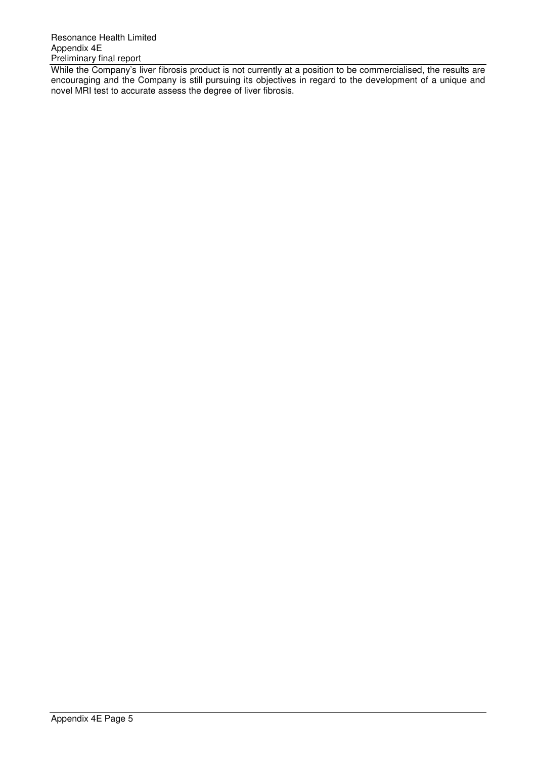While the Company's liver fibrosis product is not currently at a position to be commercialised, the results are encouraging and the Company is still pursuing its objectives in regard to the development of a unique and novel MRI test to accurate assess the degree of liver fibrosis.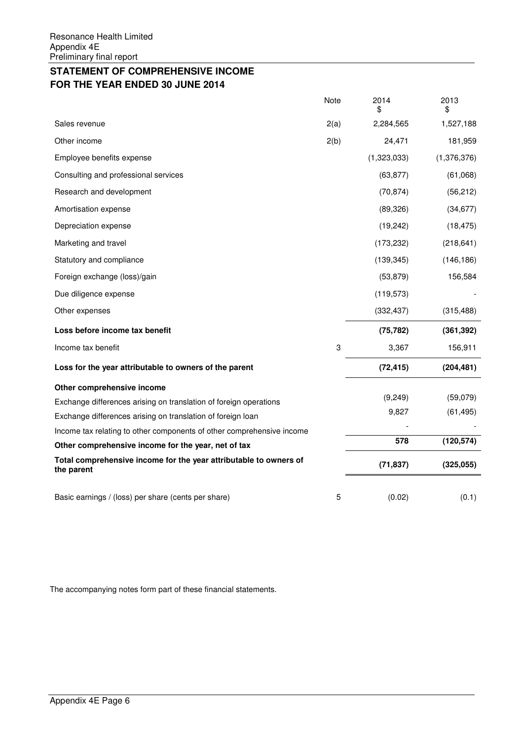Resonance Health Limited
Appendix 4E
Preliminary final report

## STATEMENT OF COMPREHENSIVE INCOME
## FOR THE YEAR ENDED 30 JUNE 2014

| | Note | 2014 $ | 2013 $ |
|---|---|---|---|
| Sales revenue | 2(a) | 2,284,565 | 1,527,188 |
| Other income | 2(b) | 24,471 | 181,959 |
| Employee benefits expense | | (1,323,033) | (1,376,376) |
| Consulting and professional services | | (63,877) | (61,068) |
| Research and development | | (70,874) | (56,212) |
| Amortisation expense | | (89,326) | (34,677) |
| Depreciation expense | | (19,242) | (18,475) |
| Marketing and travel | | (173,232) | (218,641) |
| Statutory and compliance | | (139,345) | (146,186) |
| Foreign exchange (loss)/gain | | (53,879) | 156,584 |
| Due diligence expense | | (119,573) | - |
| Other expenses | | (332,437) | (315,488) |
| **Loss before income tax benefit** | | **(75,782)** | **(361,392)** |
| Income tax benefit | 3 | 3,367 | 156,911 |
| **Loss for the year attributable to owners of the parent** | | **(72,415)** | **(204,481)** |
| **Other comprehensive income** | | | |
| Exchange differences arising on translation of foreign operations | | (9,249) | (59,079) |
| Exchange differences arising on translation of foreign loan | | 9,827 | (61,495) |
| Income tax relating to other components of other comprehensive income | | - | - |
| **Other comprehensive income for the year, net of tax** | | **578** | **(120,574)** |
| **Total comprehensive income for the year attributable to owners of the parent** | | **(71,837)** | **(325,055)** |
| Basic earnings / (loss) per share (cents per share) | 5 | (0.02) | (0.1) |

The accompanying notes form part of these financial statements.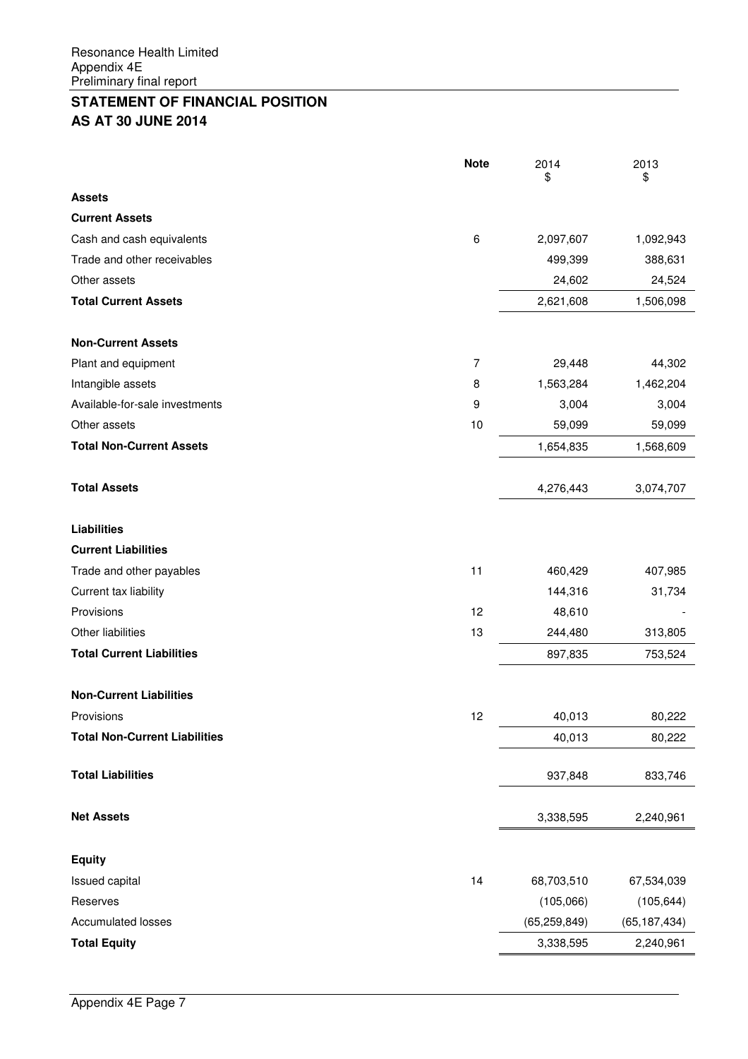Resonance Health Limited
Appendix 4E
Preliminary final report

## STATEMENT OF FINANCIAL POSITION
## AS AT 30 JUNE 2014

| | Note | 2014 $ | 2013 $ |
|---|---|---|---|
| **Assets** | | | |
| **Current Assets** | | | |
| Cash and cash equivalents | 6 | 2,097,607 | 1,092,943 |
| Trade and other receivables | | 499,399 | 388,631 |
| Other assets | | 24,602 | 24,524 |
| **Total Current Assets** | | 2,621,608 | 1,506,098 |
| | | | |
| **Non-Current Assets** | | | |
| Plant and equipment | 7 | 29,448 | 44,302 |
| Intangible assets | 8 | 1,563,284 | 1,462,204 |
| Available-for-sale investments | 9 | 3,004 | 3,004 |
| Other assets | 10 | 59,099 | 59,099 |
| **Total Non-Current Assets** | | 1,654,835 | 1,568,609 |
| | | | |
| **Total Assets** | | 4,276,443 | 3,074,707 |
| | | | |
| **Liabilities** | | | |
| **Current Liabilities** | | | |
| Trade and other payables | 11 | 460,429 | 407,985 |
| Current tax liability | | 144,316 | 31,734 |
| Provisions | 12 | 48,610 | - |
| Other liabilities | 13 | 244,480 | 313,805 |
| **Total Current Liabilities** | | 897,835 | 753,524 |
| | | | |
| **Non-Current Liabilities** | | | |
| Provisions | 12 | 40,013 | 80,222 |
| **Total Non-Current Liabilities** | | 40,013 | 80,222 |
| | | | |
| **Total Liabilities** | | 937,848 | 833,746 |
| | | | |
| **Net Assets** | | 3,338,595 | 2,240,961 |
| | | | |
| **Equity** | | | |
| Issued capital | 14 | 68,703,510 | 67,534,039 |
| Reserves | | (105,066) | (105,644) |
| Accumulated losses | | (65,259,849) | (65,187,434) |
| **Total Equity** | | 3,338,595 | 2,240,961 |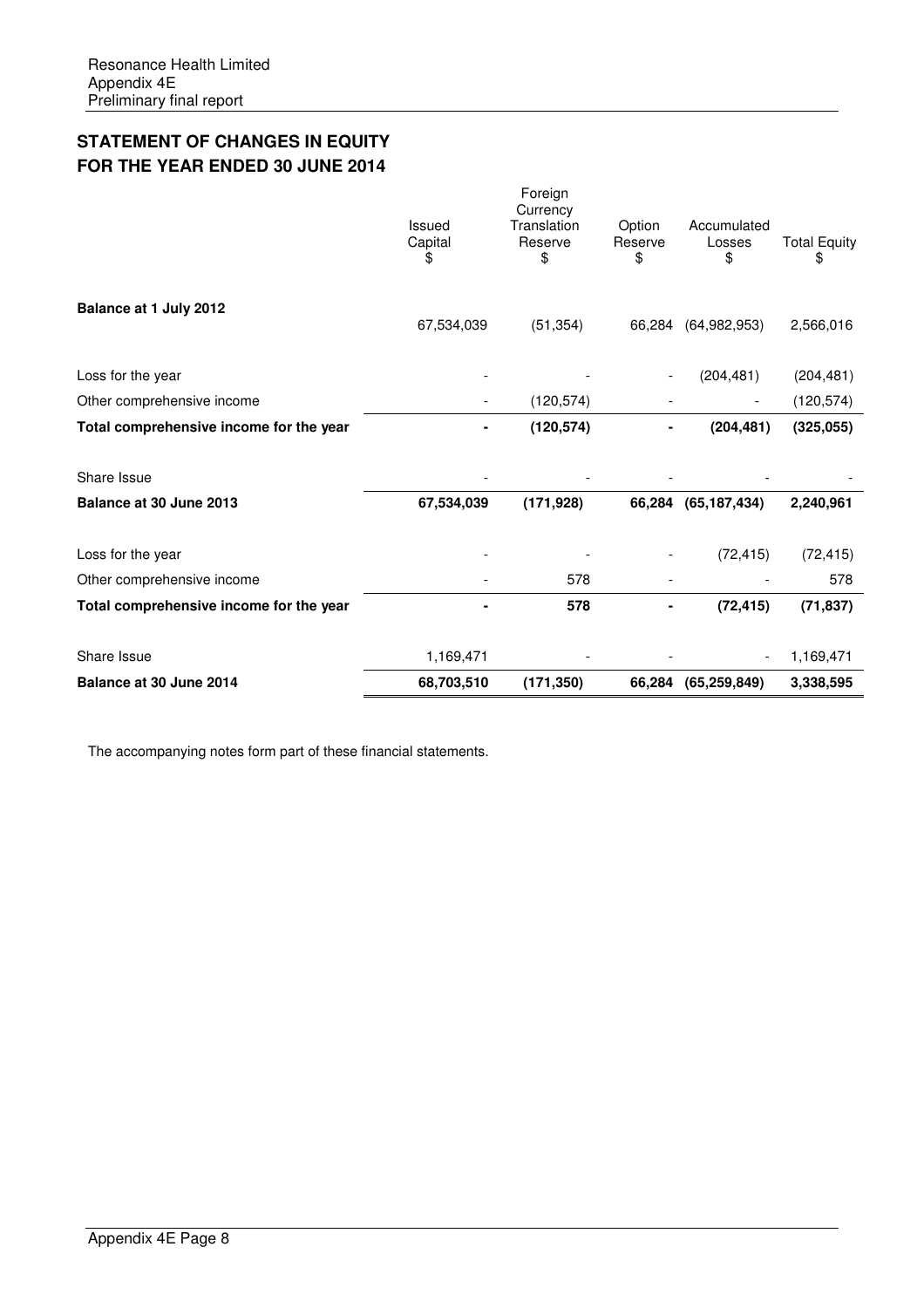Resonance Health Limited
Appendix 4E
Preliminary final report

## STATEMENT OF CHANGES IN EQUITY FOR THE YEAR ENDED 30 JUNE 2014

| | Issued Capital $ | Foreign Currency Translation Reserve $ | Option Reserve $ | Accumulated Losses $ | Total Equity $ |
|---|---|---|---|---|---|
| **Balance at 1 July 2012** | 67,534,039 | (51,354) | 66,284 | (64,982,953) | 2,566,016 |
| Loss for the year | - | - | - | (204,481) | (204,481) |
| Other comprehensive income | - | (120,574) | - | - | (120,574) |
| **Total comprehensive income for the year** | **-** | **(120,574)** | **-** | **(204,481)** | **(325,055)** |
| Share Issue | - | - | - | - | - |
| **Balance at 30 June 2013** | **67,534,039** | **(171,928)** | **66,284** | **(65,187,434)** | **2,240,961** |
| Loss for the year | - | - | - | (72,415) | (72,415) |
| Other comprehensive income | - | 578 | - | - | 578 |
| **Total comprehensive income for the year** | **-** | **578** | **-** | **(72,415)** | **(71,837)** |
| Share Issue | 1,169,471 | - | - | - | 1,169,471 |
| **Balance at 30 June 2014** | **68,703,510** | **(171,350)** | **66,284** | **(65,259,849)** | **3,338,595** |

The accompanying notes form part of these financial statements.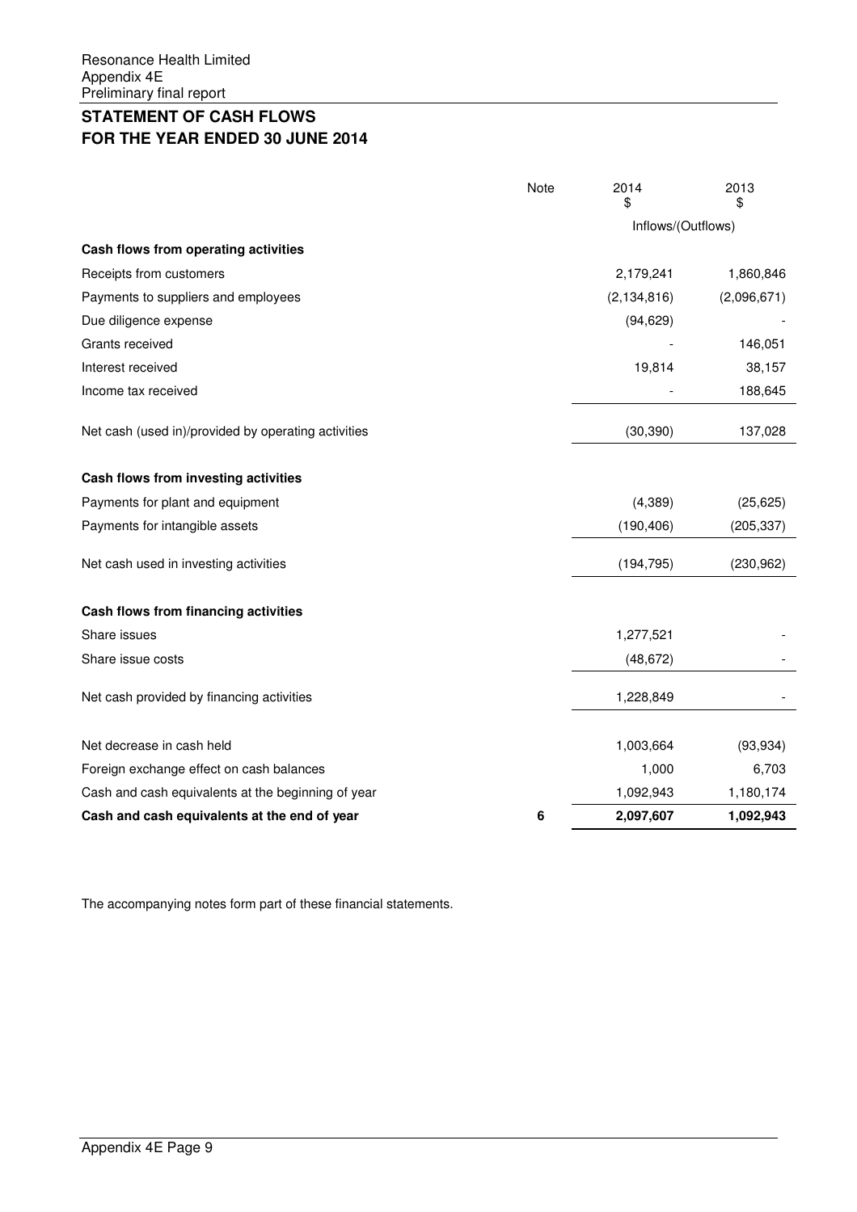Resonance Health Limited
Appendix 4E
Preliminary final report

# STATEMENT OF CASH FLOWS
# FOR THE YEAR ENDED 30 JUNE 2014

| | Note | 2014 $ | 2013 $ |
|---|---|---|---|
| | | Inflows/(Outflows) | |
| **Cash flows from operating activities** | | | |
| Receipts from customers | | 2,179,241 | 1,860,846 |
| Payments to suppliers and employees | | (2,134,816) | (2,096,671) |
| Due diligence expense | | (94,629) | - |
| Grants received | | - | 146,051 |
| Interest received | | 19,814 | 38,157 |
| Income tax received | | - | 188,645 |
| Net cash (used in)/provided by operating activities | | (30,390) | 137,028 |
| **Cash flows from investing activities** | | | |
| Payments for plant and equipment | | (4,389) | (25,625) |
| Payments for intangible assets | | (190,406) | (205,337) |
| Net cash used in investing activities | | (194,795) | (230,962) |
| **Cash flows from financing activities** | | | |
| Share issues | | 1,277,521 | - |
| Share issue costs | | (48,672) | - |
| Net cash provided by financing activities | | 1,228,849 | - |
| Net decrease in cash held | | 1,003,664 | (93,934) |
| Foreign exchange effect on cash balances | | 1,000 | 6,703 |
| Cash and cash equivalents at the beginning of year | | 1,092,943 | 1,180,174 |
| **Cash and cash equivalents at the end of year** | **6** | **2,097,607** | **1,092,943** |

The accompanying notes form part of these financial statements.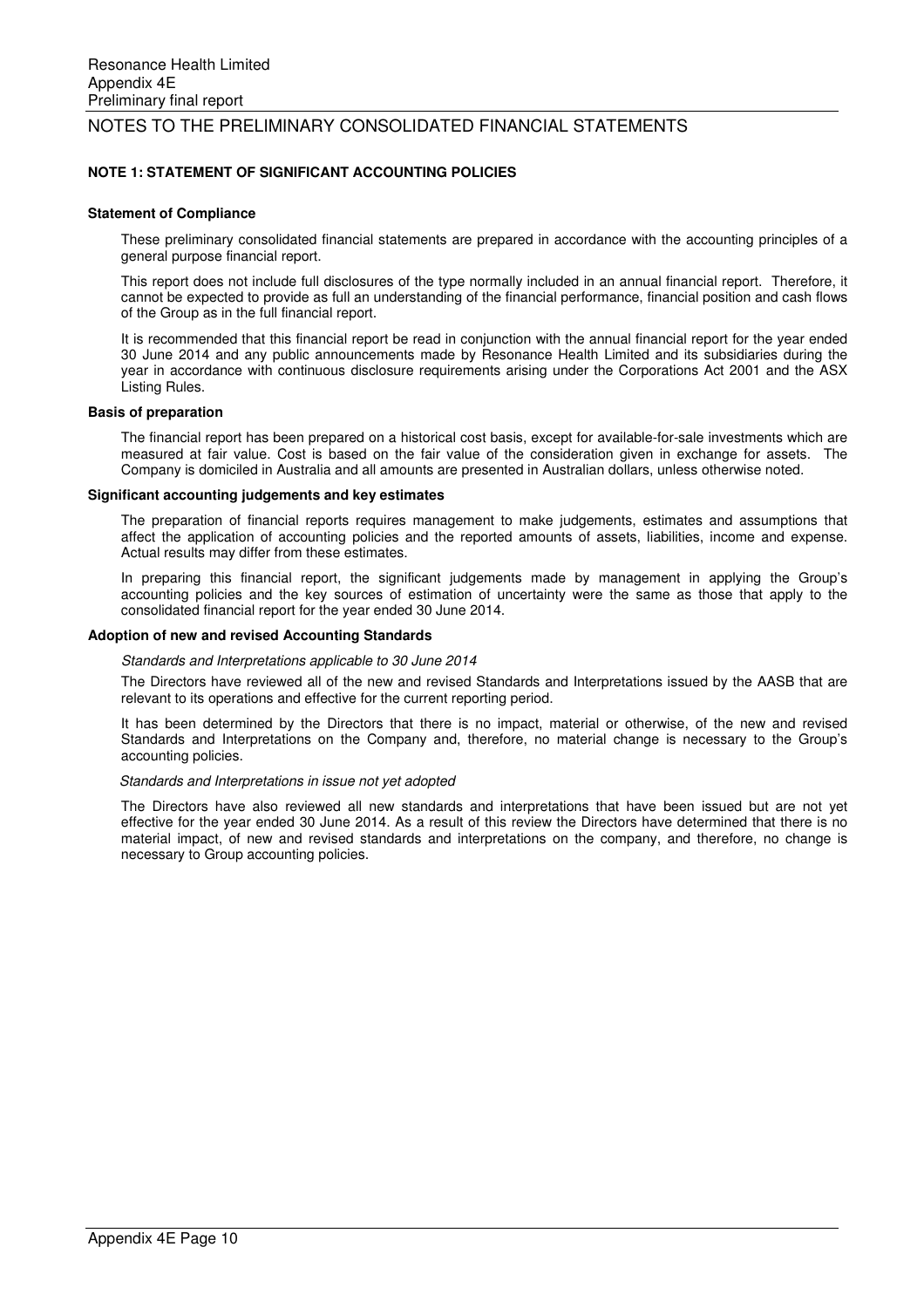# NOTES TO THE PRELIMINARY CONSOLIDATED FINANCIAL STATEMENTS

## NOTE 1: STATEMENT OF SIGNIFICANT ACCOUNTING POLICIES

### Statement of Compliance

These preliminary consolidated financial statements are prepared in accordance with the accounting principles of a general purpose financial report.

This report does not include full disclosures of the type normally included in an annual financial report. Therefore, it cannot be expected to provide as full an understanding of the financial performance, financial position and cash flows of the Group as in the full financial report.

It is recommended that this financial report be read in conjunction with the annual financial report for the year ended 30 June 2014 and any public announcements made by Resonance Health Limited and its subsidiaries during the year in accordance with continuous disclosure requirements arising under the Corporations Act 2001 and the ASX Listing Rules.

### Basis of preparation

The financial report has been prepared on a historical cost basis, except for available-for-sale investments which are measured at fair value. Cost is based on the fair value of the consideration given in exchange for assets. The Company is domiciled in Australia and all amounts are presented in Australian dollars, unless otherwise noted.

### Significant accounting judgements and key estimates

The preparation of financial reports requires management to make judgements, estimates and assumptions that affect the application of accounting policies and the reported amounts of assets, liabilities, income and expense. Actual results may differ from these estimates.

In preparing this financial report, the significant judgements made by management in applying the Group's accounting policies and the key sources of estimation of uncertainty were the same as those that apply to the consolidated financial report for the year ended 30 June 2014.

### Adoption of new and revised Accounting Standards

*Standards and Interpretations applicable to 30 June 2014*

The Directors have reviewed all of the new and revised Standards and Interpretations issued by the AASB that are relevant to its operations and effective for the current reporting period.

It has been determined by the Directors that there is no impact, material or otherwise, of the new and revised Standards and Interpretations on the Company and, therefore, no material change is necessary to the Group's accounting policies.

*Standards and Interpretations in issue not yet adopted*

The Directors have also reviewed all new standards and interpretations that have been issued but are not yet effective for the year ended 30 June 2014. As a result of this review the Directors have determined that there is no material impact, of new and revised standards and interpretations on the company, and therefore, no change is necessary to Group accounting policies.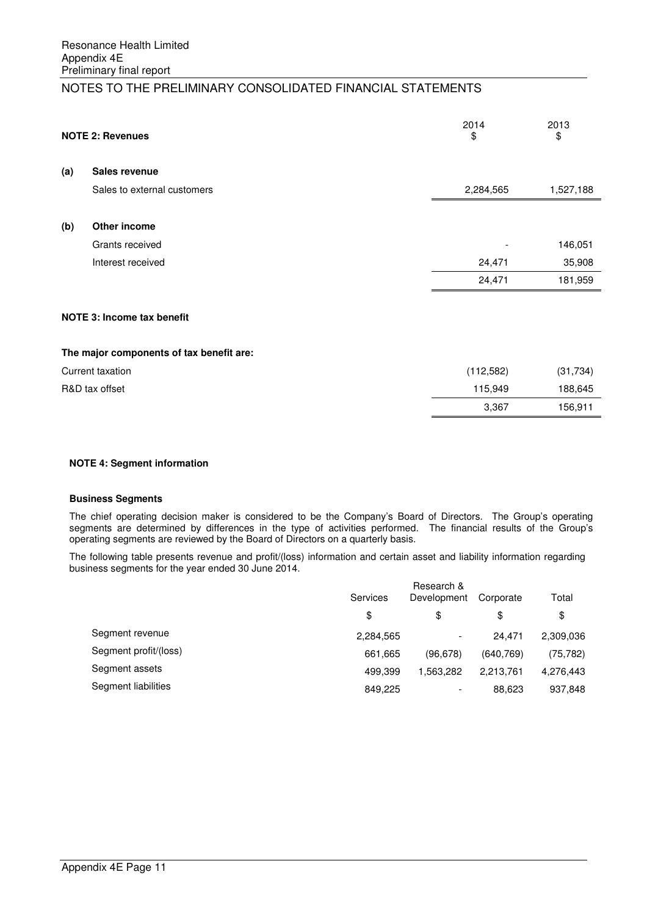# NOTES TO THE PRELIMINARY CONSOLIDATED FINANCIAL STATEMENTS

## NOTE 2: Revenues

| | | 2014 $ | 2013 $ |
|---|---|---|---|
| **(a)** | **Sales revenue** | | |
| | Sales to external customers | 2,284,565 | 1,527,188 |
| **(b)** | **Other income** | | |
| | Grants received | - | 146,051 |
| | Interest received | 24,471 | 35,908 |
| | | 24,471 | 181,959 |

## NOTE 3: Income tax benefit

**The major components of tax benefit are:**

| | 2014 $ | 2013 $ |
|---|---|---|
| Current taxation | (112,582) | (31,734) |
| R&D tax offset | 115,949 | 188,645 |
| | 3,367 | 156,911 |

## NOTE 4: Segment information

### Business Segments

The chief operating decision maker is considered to be the Company's Board of Directors. The Group's operating segments are determined by differences in the type of activities performed. The financial results of the Group's operating segments are reviewed by the Board of Directors on a quarterly basis.

The following table presents revenue and profit/(loss) information and certain asset and liability information regarding business segments for the year ended 30 June 2014.

| | Services | Research & Development | Corporate | Total |
|---|---|---|---|---|
| | $ | $ | $ | $ |
| Segment revenue | 2,284,565 | - | 24,471 | 2,309,036 |
| Segment profit/(loss) | 661,665 | (96,678) | (640,769) | (75,782) |
| Segment assets | 499,399 | 1,563,282 | 2,213,761 | 4,276,443 |
| Segment liabilities | 849,225 | - | 88,623 | 937,848 |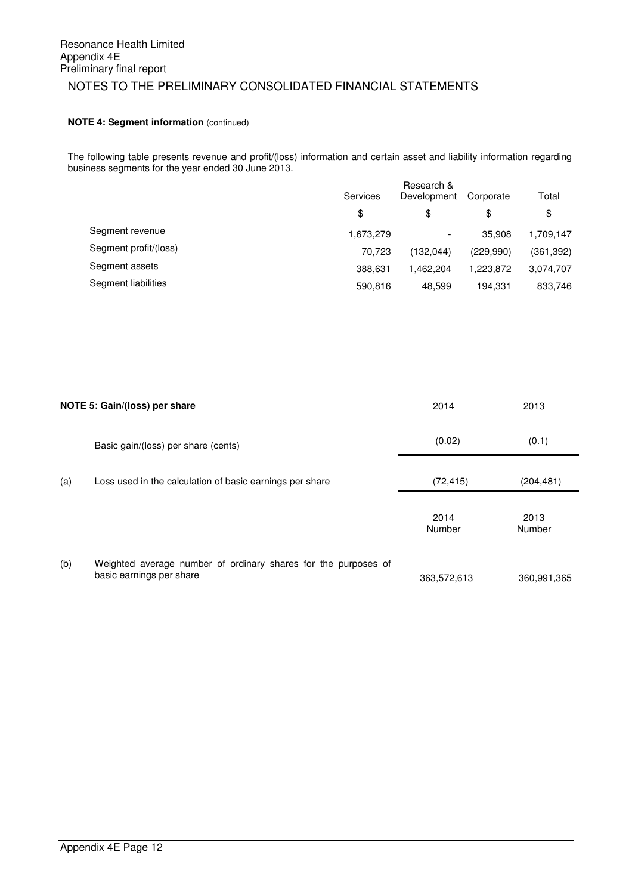## NOTES TO THE PRELIMINARY CONSOLIDATED FINANCIAL STATEMENTS

**NOTE 4: Segment information** (continued)

The following table presents revenue and profit/(loss) information and certain asset and liability information regarding business segments for the year ended 30 June 2013.

| | Services | Research & Development | Corporate | Total |
|---|---|---|---|---|
| | $ | $ | $ | $ |
| Segment revenue | 1,673,279 | - | 35,908 | 1,709,147 |
| Segment profit/(loss) | 70,723 | (132,044) | (229,990) | (361,392) |
| Segment assets | 388,631 | 1,462,204 | 1,223,872 | 3,074,707 |
| Segment liabilities | 590,816 | 48,599 | 194,331 | 833,746 |

**NOTE 5: Gain/(loss) per share**

| | | 2014 | 2013 |
|---|---|---|---|
| | Basic gain/(loss) per share (cents) | (0.02) | (0.1) |
| (a) | Loss used in the calculation of basic earnings per share | (72,415) | (204,481) |
| | | 2014 Number | 2013 Number |
| (b) | Weighted average number of ordinary shares for the purposes of basic earnings per share | 363,572,613 | 360,991,365 |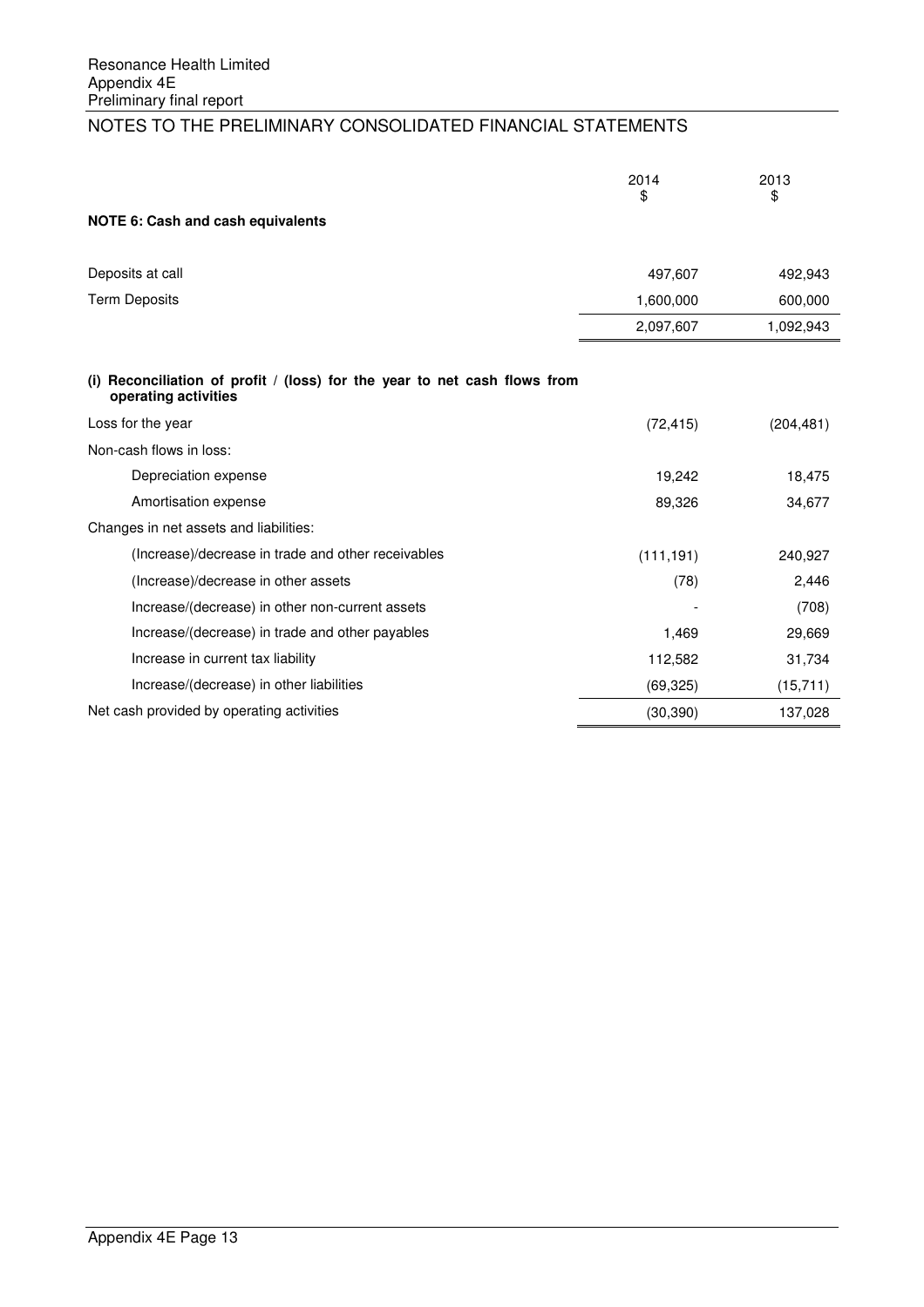# NOTES TO THE PRELIMINARY CONSOLIDATED FINANCIAL STATEMENTS

| | 2014<br>$ | 2013<br>$ |
|---|---|---|
| **NOTE 6: Cash and cash equivalents** | | |
| Deposits at call | 497,607 | 492,943 |
| Term Deposits | 1,600,000 | 600,000 |
| | 2,097,607 | 1,092,943 |

**(i) Reconciliation of profit / (loss) for the year to net cash flows from operating activities**

| | 2014<br>$ | 2013<br>$ |
|---|---|---|
| Loss for the year | (72,415) | (204,481) |
| Non-cash flows in loss: | | |
| Depreciation expense | 19,242 | 18,475 |
| Amortisation expense | 89,326 | 34,677 |
| Changes in net assets and liabilities: | | |
| (Increase)/decrease in trade and other receivables | (111,191) | 240,927 |
| (Increase)/decrease in other assets | (78) | 2,446 |
| Increase/(decrease) in other non-current assets | - | (708) |
| Increase/(decrease) in trade and other payables | 1,469 | 29,669 |
| Increase in current tax liability | 112,582 | 31,734 |
| Increase/(decrease) in other liabilities | (69,325) | (15,711) |
| Net cash provided by operating activities | (30,390) | 137,028 |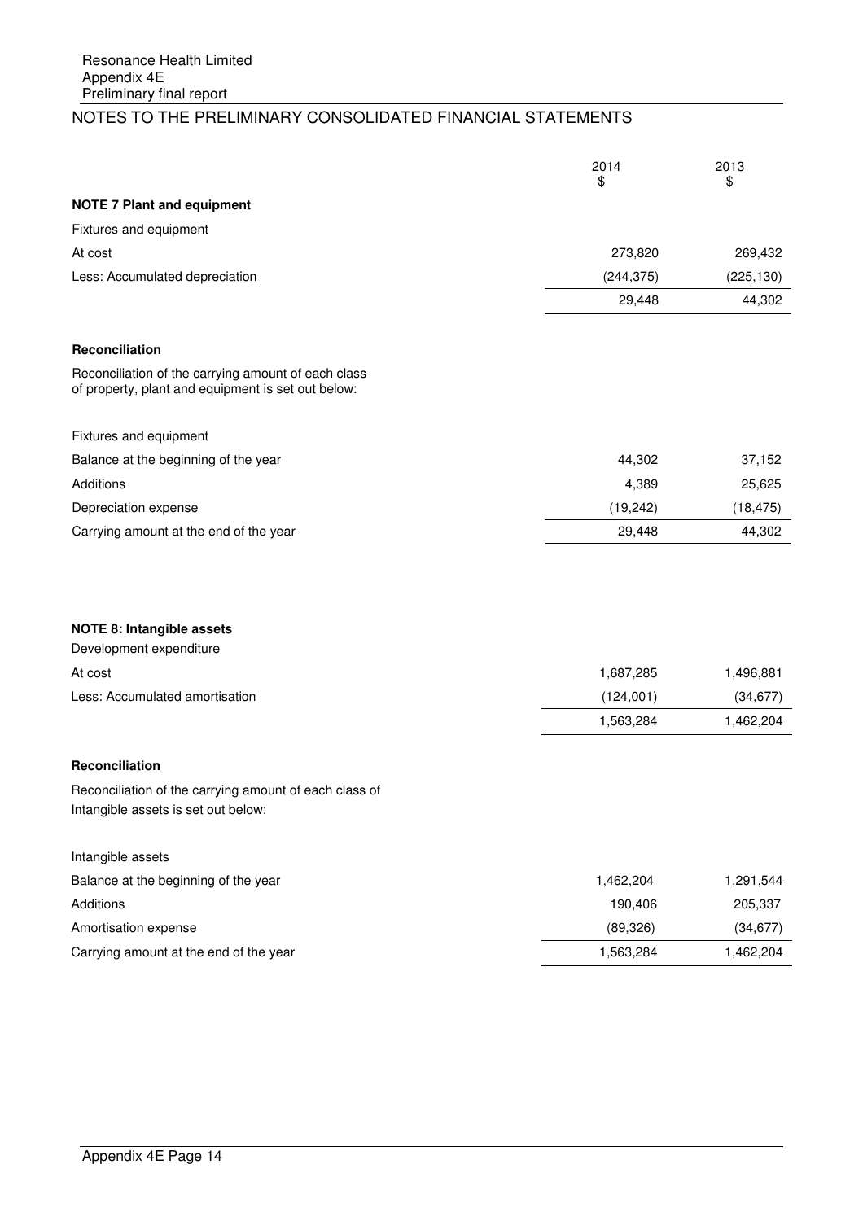## NOTES TO THE PRELIMINARY CONSOLIDATED FINANCIAL STATEMENTS

| | 2014 $ | 2013 $ |
|---|---|---|
| **NOTE 7 Plant and equipment** | | |
| Fixtures and equipment | | |
| At cost | 273,820 | 269,432 |
| Less: Accumulated depreciation | (244,375) | (225,130) |
| | 29,448 | 44,302 |

**Reconciliation**

Reconciliation of the carrying amount of each class of property, plant and equipment is set out below:

| | 2014 $ | 2013 $ |
|---|---|---|
| Fixtures and equipment | | |
| Balance at the beginning of the year | 44,302 | 37,152 |
| Additions | 4,389 | 25,625 |
| Depreciation expense | (19,242) | (18,475) |
| Carrying amount at the end of the year | 29,448 | 44,302 |

**NOTE 8: Intangible assets**

| | 2014 $ | 2013 $ |
|---|---|---|
| Development expenditure | | |
| At cost | 1,687,285 | 1,496,881 |
| Less: Accumulated amortisation | (124,001) | (34,677) |
| | 1,563,284 | 1,462,204 |

**Reconciliation**

Reconciliation of the carrying amount of each class of Intangible assets is set out below:

| | 2014 $ | 2013 $ |
|---|---|---|
| Intangible assets | | |
| Balance at the beginning of the year | 1,462,204 | 1,291,544 |
| Additions | 190,406 | 205,337 |
| Amortisation expense | (89,326) | (34,677) |
| Carrying amount at the end of the year | 1,563,284 | 1,462,204 |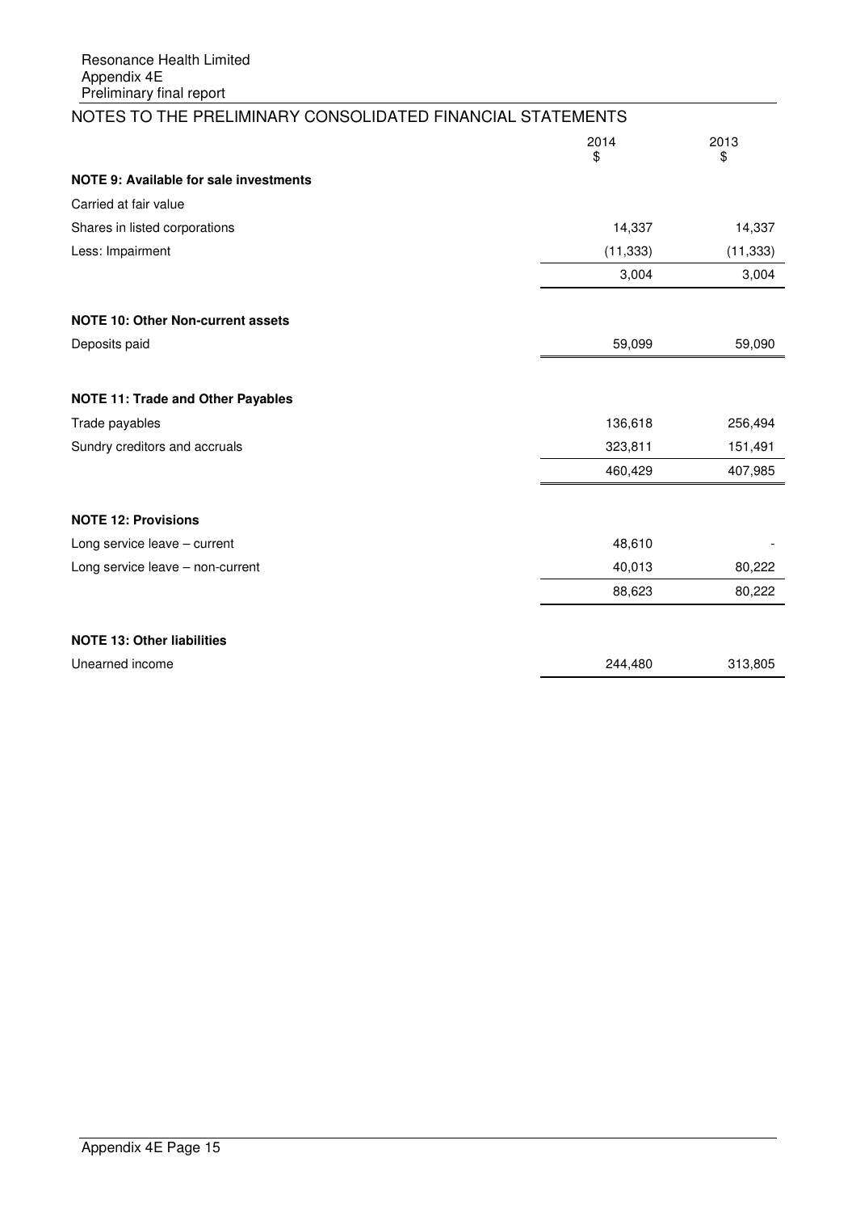## NOTES TO THE PRELIMINARY CONSOLIDATED FINANCIAL STATEMENTS

| | 2014 $ | 2013 $ |
|---|---|---|
| **NOTE 9: Available for sale investments** | | |
| Carried at fair value | | |
| Shares in listed corporations | 14,337 | 14,337 |
| Less: Impairment | (11,333) | (11,333) |
| | 3,004 | 3,004 |
| | | |
| **NOTE 10: Other Non-current assets** | | |
| Deposits paid | 59,099 | 59,090 |
| | | |
| **NOTE 11: Trade and Other Payables** | | |
| Trade payables | 136,618 | 256,494 |
| Sundry creditors and accruals | 323,811 | 151,491 |
| | 460,429 | 407,985 |
| | | |
| **NOTE 12: Provisions** | | |
| Long service leave – current | 48,610 | - |
| Long service leave – non-current | 40,013 | 80,222 |
| | 88,623 | 80,222 |
| | | |
| **NOTE 13: Other liabilities** | | |
| Unearned income | 244,480 | 313,805 |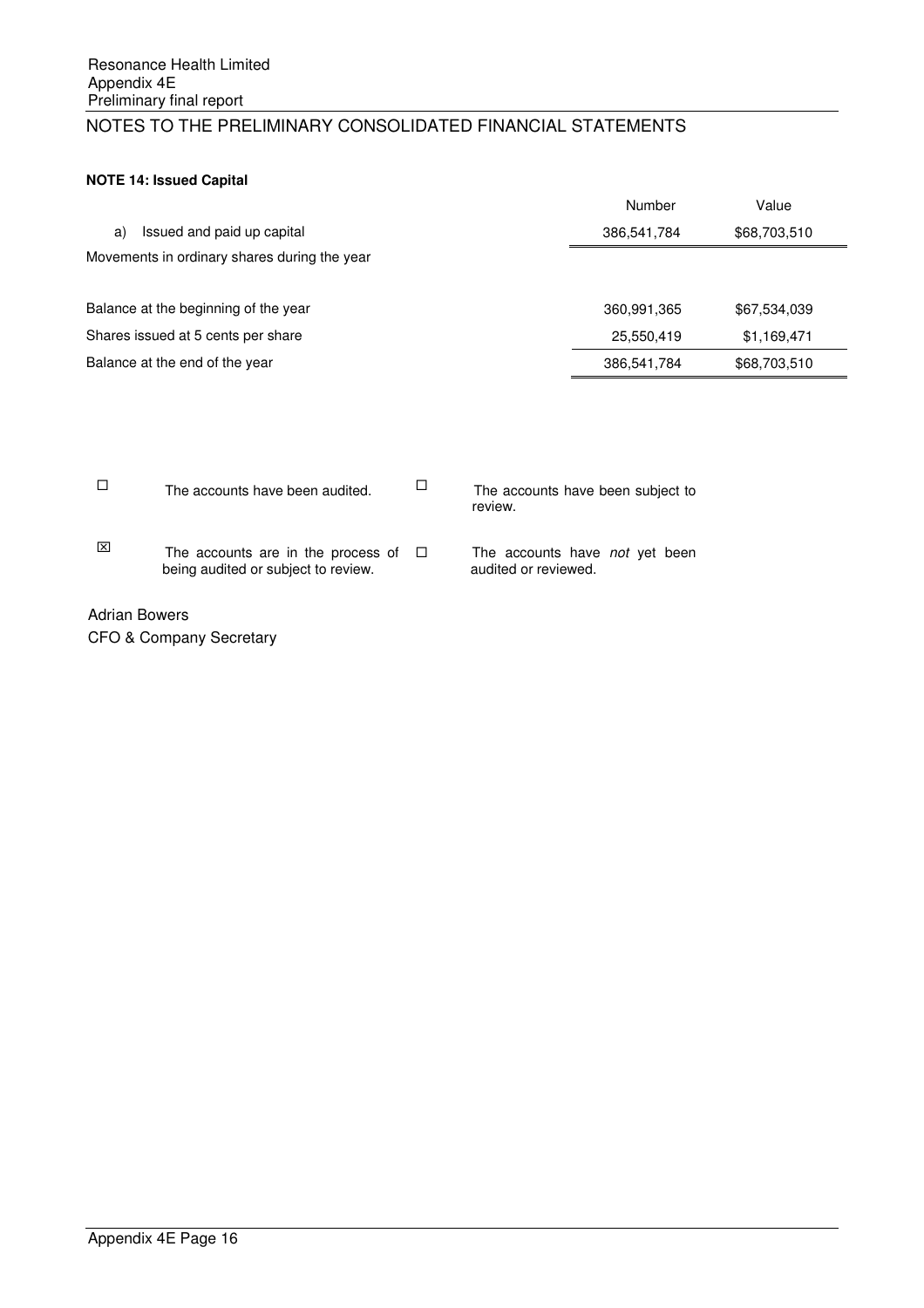# NOTES TO THE PRELIMINARY CONSOLIDATED FINANCIAL STATEMENTS

**NOTE 14: Issued Capital**

| | Number | Value |
|---|---|---|
| a) Issued and paid up capital | 386,541,784 | $68,703,510 |
| Movements in ordinary shares during the year | | |
| Balance at the beginning of the year | 360,991,365 | $67,534,039 |
| Shares issued at 5 cents per share | 25,550,419 | $1,169,471 |
| Balance at the end of the year | 386,541,784 | $68,703,510 |

☐ The accounts have been audited.

☐ The accounts have been subject to review.

☒ The accounts are in the process of being audited or subject to review.

☐ The accounts have *not* yet been audited or reviewed.

Adrian Bowers
CFO & Company Secretary